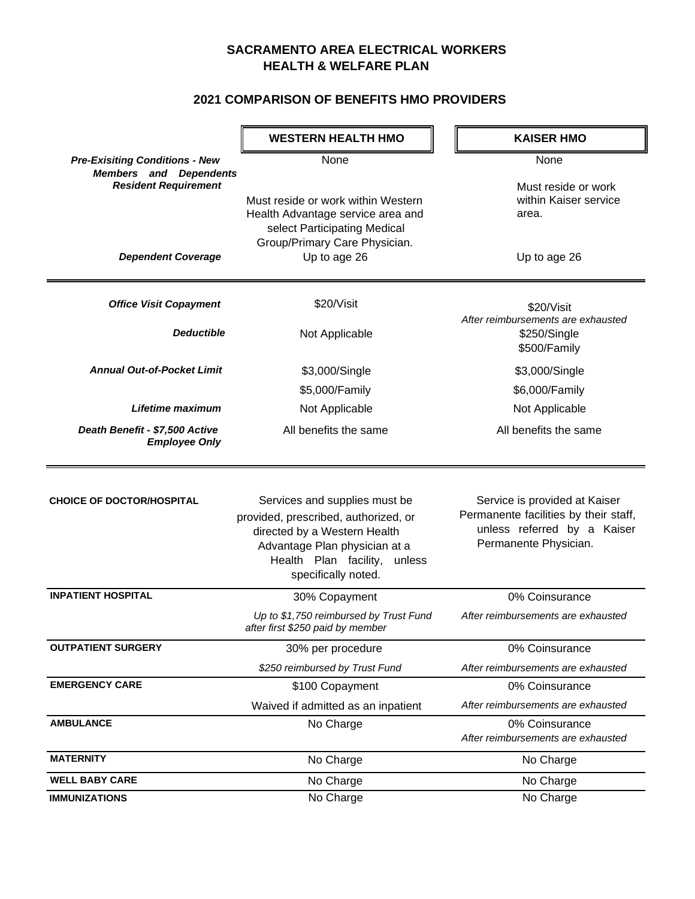# SACRAMENTO AREA ELECTRICAL WORKERS HEALTH & WELFARE PLAN

## 2021 COMPARISON OF BENEFITS HMO PROVIDERS

| | WESTERN HEALTH HMO | KAISER HMO |
|---|---|---|
| ***Pre-Exisiting Conditions - New Members and Dependents*** | None | None |
| ***Resident Requirement*** | Must reside or work within Western Health Advantage service area and select Participating Medical Group/Primary Care Physician. | Must reside or work within Kaiser service area. |
| ***Dependent Coverage*** | Up to age 26 | Up to age 26 |
| ***Office Visit Copayment*** | \$20/Visit | \$20/Visit |
| ***Deductible*** | Not Applicable | *After reimbursements are exhausted* \$250/Single \$500/Family |
| ***Annual Out-of-Pocket Limit*** | \$3,000/Single \$5,000/Family | \$3,000/Single \$6,000/Family |
| ***Lifetime maximum*** | Not Applicable | Not Applicable |
| ***Death Benefit - \$7,500 Active Employee Only*** | All benefits the same | All benefits the same |
| **CHOICE OF DOCTOR/HOSPITAL** | Services and supplies must be provided, prescribed, authorized, or directed by a Western Health Advantage Plan physician at a Health Plan facility, unless specifically noted. | Service is provided at Kaiser Permanente facilities by their staff, unless referred by a Kaiser Permanente Physician. |
| **INPATIENT HOSPITAL** | 30% Copayment<br>*Up to \$1,750 reimbursed by Trust Fund after first \$250 paid by member* | 0% Coinsurance<br>*After reimbursements are exhausted* |
| **OUTPATIENT SURGERY** | 30% per procedure<br>*\$250 reimbursed by Trust Fund* | 0% Coinsurance<br>*After reimbursements are exhausted* |
| **EMERGENCY CARE** | \$100 Copayment<br>Waived if admitted as an inpatient | 0% Coinsurance<br>*After reimbursements are exhausted* |
| **AMBULANCE** | No Charge | 0% Coinsurance<br>*After reimbursements are exhausted* |
| **MATERNITY** | No Charge | No Charge |
| **WELL BABY CARE** | No Charge | No Charge |
| **IMMUNIZATIONS** | No Charge | No Charge |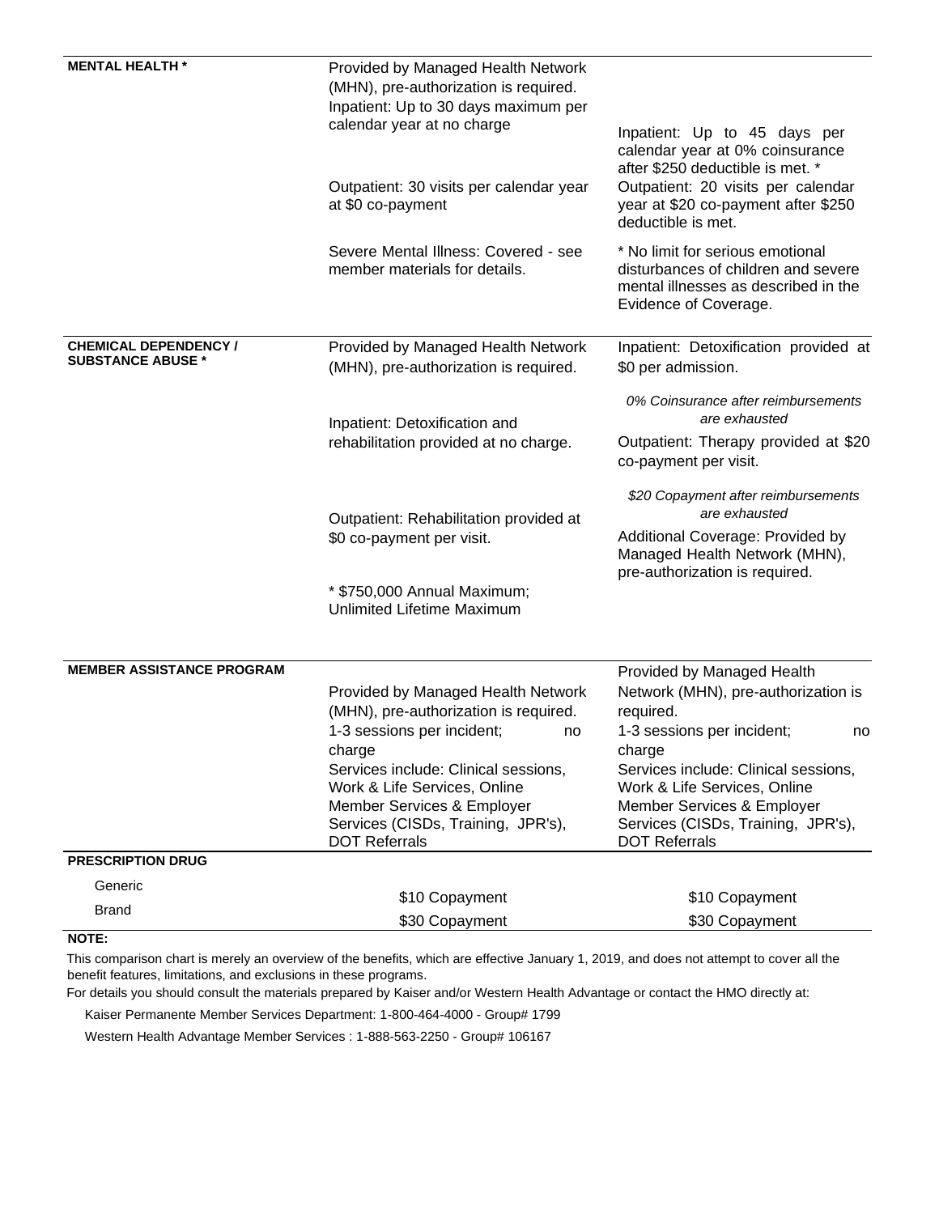| | | |
|---|---|---|
| **MENTAL HEALTH \*** | Provided by Managed Health Network (MHN), pre-authorization is required.<br>Inpatient: Up to 30 days maximum per calendar year at no charge<br><br>Outpatient: 30 visits per calendar year at $0 co-payment<br><br>Severe Mental Illness: Covered - see member materials for details. | Inpatient: Up to 45 days per calendar year at 0% coinsurance after $250 deductible is met. *<br>Outpatient: 20 visits per calendar year at $20 co-payment after $250 deductible is met.<br><br>* No limit for serious emotional disturbances of children and severe mental illnesses as described in the Evidence of Coverage. |
| **CHEMICAL DEPENDENCY / SUBSTANCE ABUSE \*** | Provided by Managed Health Network (MHN), pre-authorization is required.<br><br>Inpatient: Detoxification and rehabilitation provided at no charge.<br><br>Outpatient: Rehabilitation provided at $0 co-payment per visit.<br><br>* $750,000 Annual Maximum; Unlimited Lifetime Maximum | Inpatient: Detoxification provided at $0 per admission.<br><br>*0% Coinsurance after reimbursements are exhausted*<br>Outpatient: Therapy provided at $20 co-payment per visit.<br><br>*$20 Copayment after reimbursements are exhausted*<br>Additional Coverage: Provided by Managed Health Network (MHN), pre-authorization is required. |
| **MEMBER ASSISTANCE PROGRAM** | Provided by Managed Health Network (MHN), pre-authorization is required.<br>1-3 sessions per incident; no charge<br>Services include: Clinical sessions, Work & Life Services, Online Member Services & Employer Services (CISDs, Training, JPR's), DOT Referrals | Provided by Managed Health Network (MHN), pre-authorization is required.<br>1-3 sessions per incident; no charge<br>Services include: Clinical sessions, Work & Life Services, Online Member Services & Employer Services (CISDs, Training, JPR's), DOT Referrals |
| **PRESCRIPTION DRUG** | | |
| Generic | $10 Copayment | $10 Copayment |
| Brand | $30 Copayment | $30 Copayment |

**NOTE:**

This comparison chart is merely an overview of the benefits, which are effective January 1, 2019, and does not attempt to cover all the benefit features, limitations, and exclusions in these programs.

For details you should consult the materials prepared by Kaiser and/or Western Health Advantage or contact the HMO directly at:

Kaiser Permanente Member Services Department: 1-800-464-4000 - Group# 1799

Western Health Advantage Member Services : 1-888-563-2250 - Group# 106167